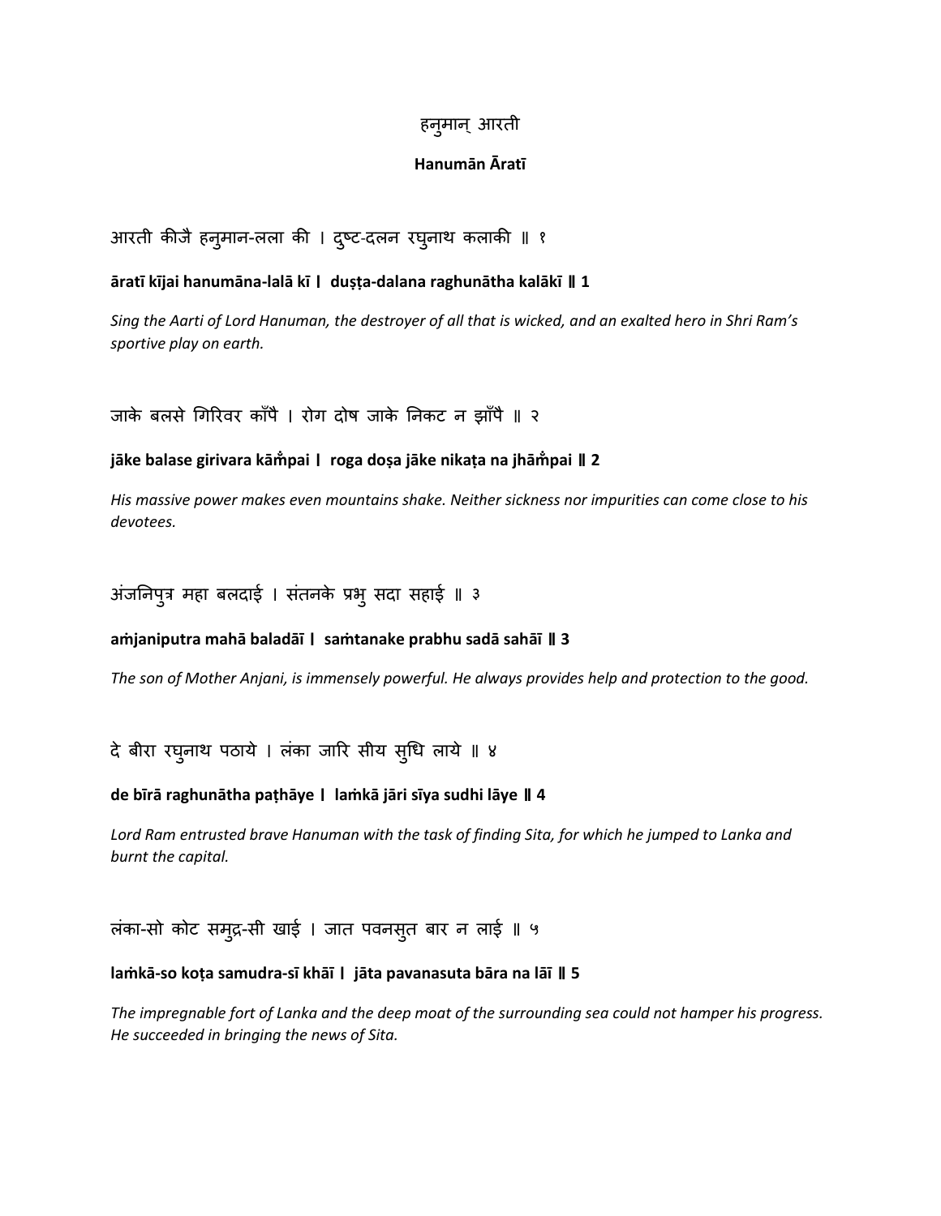# हनुमान् आरती

## Hanumān Āratī

आरती कीजै हनुमान-लला की । दुष्ट-दलन रघुनाथ कलाकी ॥ १

**āratī kījai hanumāna-lalā kī । duṣṭa-dalana raghunātha kalākī ॥ 1**

*Sing the Aarti of Lord Hanuman, the destroyer of all that is wicked, and an exalted hero in Shri Ram's sportive play on earth.*

जाके बलसे गिरिवर काँपै । रोग दोष जाके निकट न झाँपै ॥ २

**jāke balase girivara kām̐pai । roga doṣa jāke nikaṭa na jhām̐pai ॥ 2**

*His massive power makes even mountains shake. Neither sickness nor impurities can come close to his devotees.*

अंजनिपुत्र महा बलदाई । संतनके प्रभु सदा सहाई ॥ ३

**aṁjaniputra mahā baladāī । saṁtanake prabhu sadā sahāī ॥ 3**

*The son of Mother Anjani, is immensely powerful. He always provides help and protection to the good.*

दे बीरा रघुनाथ पठाये । लंका जारि सीय सुधि लाये ॥ ४

**de bīrā raghunātha paṭhāye । laṁkā jāri sīya sudhi lāye ॥ 4**

*Lord Ram entrusted brave Hanuman with the task of finding Sita, for which he jumped to Lanka and burnt the capital.*

लंका-सो कोट समुद्र-सी खाई । जात पवनसुत बार न लाई ॥ ५

**laṁkā-so koṭa samudra-sī khāī । jāta pavanasuta bāra na lāī ॥ 5**

*The impregnable fort of Lanka and the deep moat of the surrounding sea could not hamper his progress. He succeeded in bringing the news of Sita.*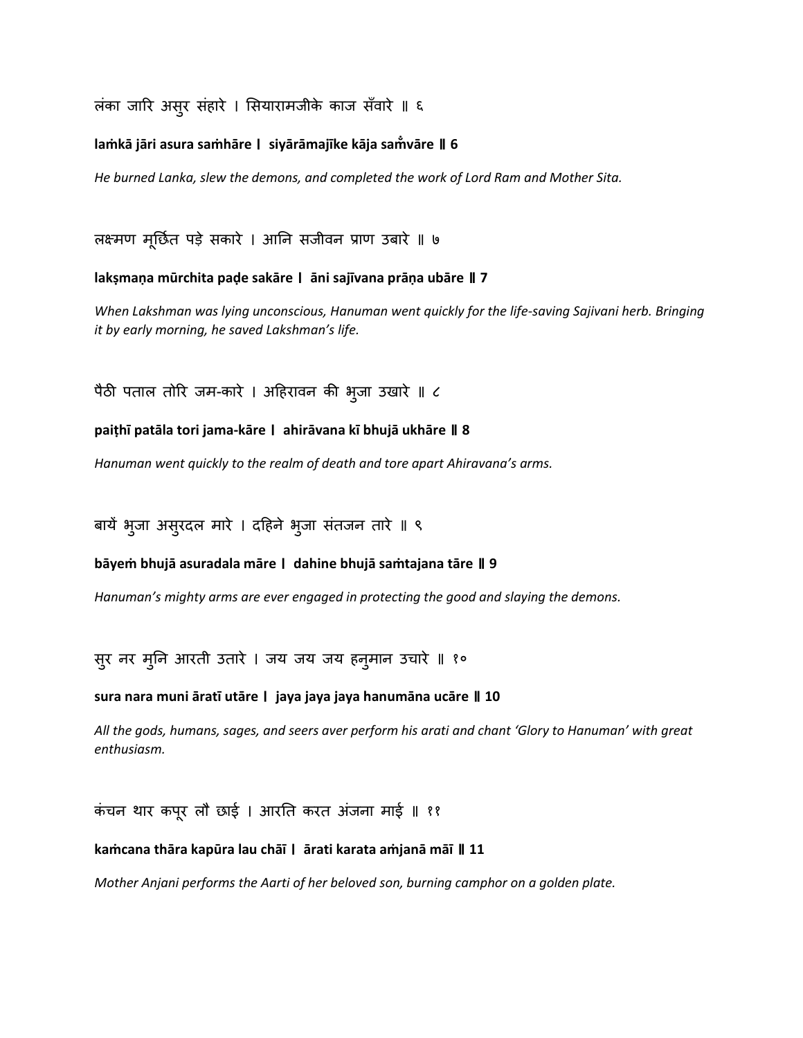लंका जारि असुर संहारे । सियारामजीके काज सँवारे ॥ ६

**laṁkā jāri asura saṁhāre । siyārāmajīke kāja saṁ̐vāre ॥ 6**

*He burned Lanka, slew the demons, and completed the work of Lord Ram and Mother Sita.*

लक्ष्मण मूर्छित पड़े सकारे । आनि सजीवन प्राण उबारे ॥ ७

**lakṣmaṇa mūrchita paḍe sakāre । āni sajīvana prāṇa ubāre ॥ 7**

*When Lakshman was lying unconscious, Hanuman went quickly for the life-saving Sajivani herb. Bringing it by early morning, he saved Lakshman's life.*

पैठी पताल तोरि जम-कारे । अहिरावन की भुजा उखारे ॥ ८

**paiṭhī patāla tori jama-kāre । ahirāvana kī bhujā ukhāre ॥ 8**

*Hanuman went quickly to the realm of death and tore apart Ahiravana's arms.*

बायें भुजा असुरदल मारे । दहिने भुजा संतजन तारे ॥ ९

**bāyeṁ bhujā asuradala māre । dahine bhujā saṁtajana tāre ॥ 9**

*Hanuman's mighty arms are ever engaged in protecting the good and slaying the demons.*

सुर नर मुनि आरती उतारे । जय जय जय हनुमान उचारे ॥ १०

**sura nara muni āratī utāre । jaya jaya jaya hanumāna ucāre ॥ 10**

*All the gods, humans, sages, and seers aver perform his arati and chant 'Glory to Hanuman' with great enthusiasm.*

कंचन थार कपूर लौ छाई । आरति करत अंजना माई ॥ ११

**kaṁcana thāra kapūra lau chāī । ārati karata aṁjanā māī ॥ 11**

*Mother Anjani performs the Aarti of her beloved son, burning camphor on a golden plate.*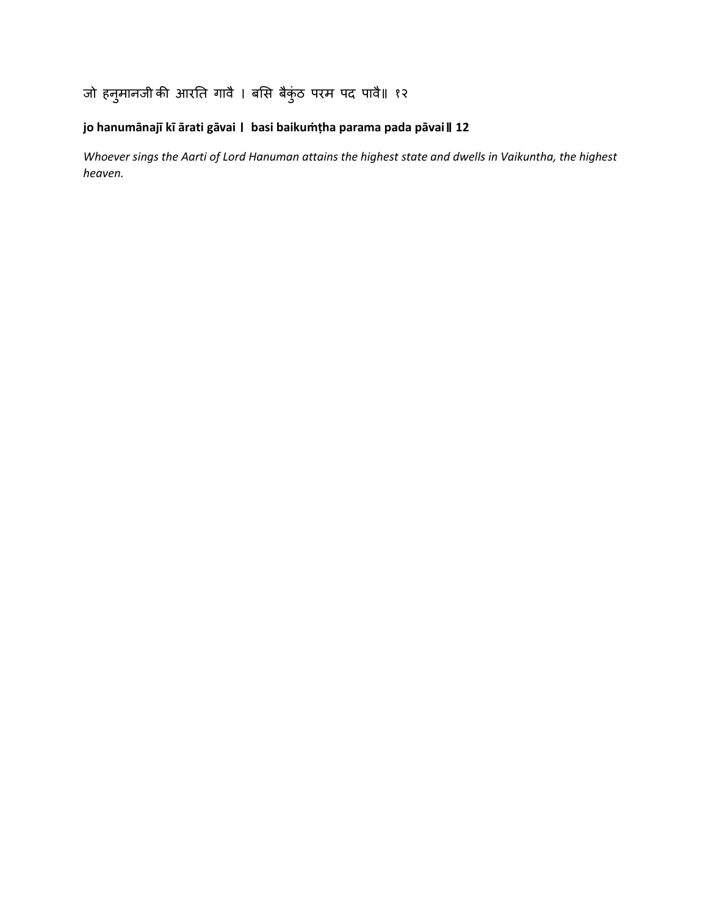जो हनुमानजी की आरति गावै । बसि बैकुंठ परम पद पावै॥ १२

**jo hanumānajī kī ārati gāvai ǀ basi baikuṁṭha parama pada pāvai ǁ 12**

*Whoever sings the Aarti of Lord Hanuman attains the highest state and dwells in Vaikuntha, the highest heaven.*